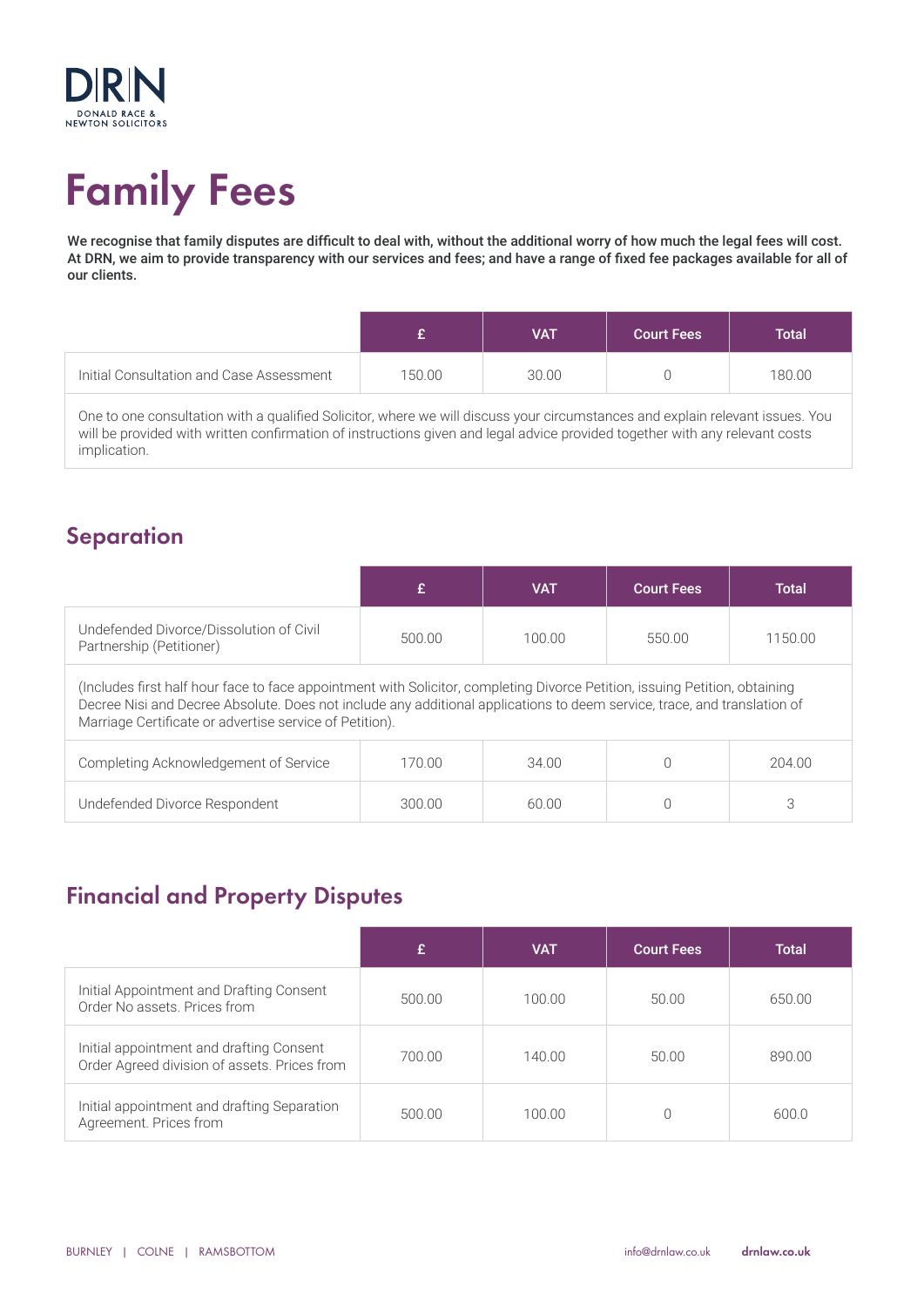# Family Fees

**We recognise that family disputes are difficult to deal with, without the additional worry of how much the legal fees will cost. At DRN, we aim to provide transparency with our services and fees; and have a range of fixed fee packages available for all of our clients.**

| | £ | VAT | Court Fees | Total |
|---|---|---|---|---|
| Initial Consultation and Case Assessment | 150.00 | 30.00 | 0 | 180.00 |
| One to one consultation with a qualified Solicitor, where we will discuss your circumstances and explain relevant issues. You will be provided with written confirmation of instructions given and legal advice provided together with any relevant costs implication. | | | | |

## Separation

| | £ | VAT | Court Fees | Total |
|---|---|---|---|---|
| Undefended Divorce/Dissolution of Civil Partnership (Petitioner) | 500.00 | 100.00 | 550.00 | 1150.00 |
| (Includes first half hour face to face appointment with Solicitor, completing Divorce Petition, issuing Petition, obtaining Decree Nisi and Decree Absolute. Does not include any additional applications to deem service, trace, and translation of Marriage Certificate or advertise service of Petition). | | | | |
| Completing Acknowledgement of Service | 170.00 | 34.00 | 0 | 204.00 |
| Undefended Divorce Respondent | 300.00 | 60.00 | 0 | 3 |

## Financial and Property Disputes

| | £ | VAT | Court Fees | Total |
|---|---|---|---|---|
| Initial Appointment and Drafting Consent Order No assets. Prices from | 500.00 | 100.00 | 50.00 | 650.00 |
| Initial appointment and drafting Consent Order Agreed division of assets. Prices from | 700.00 | 140.00 | 50.00 | 890.00 |
| Initial appointment and drafting Separation Agreement. Prices from | 500.00 | 100.00 | 0 | 600.0 |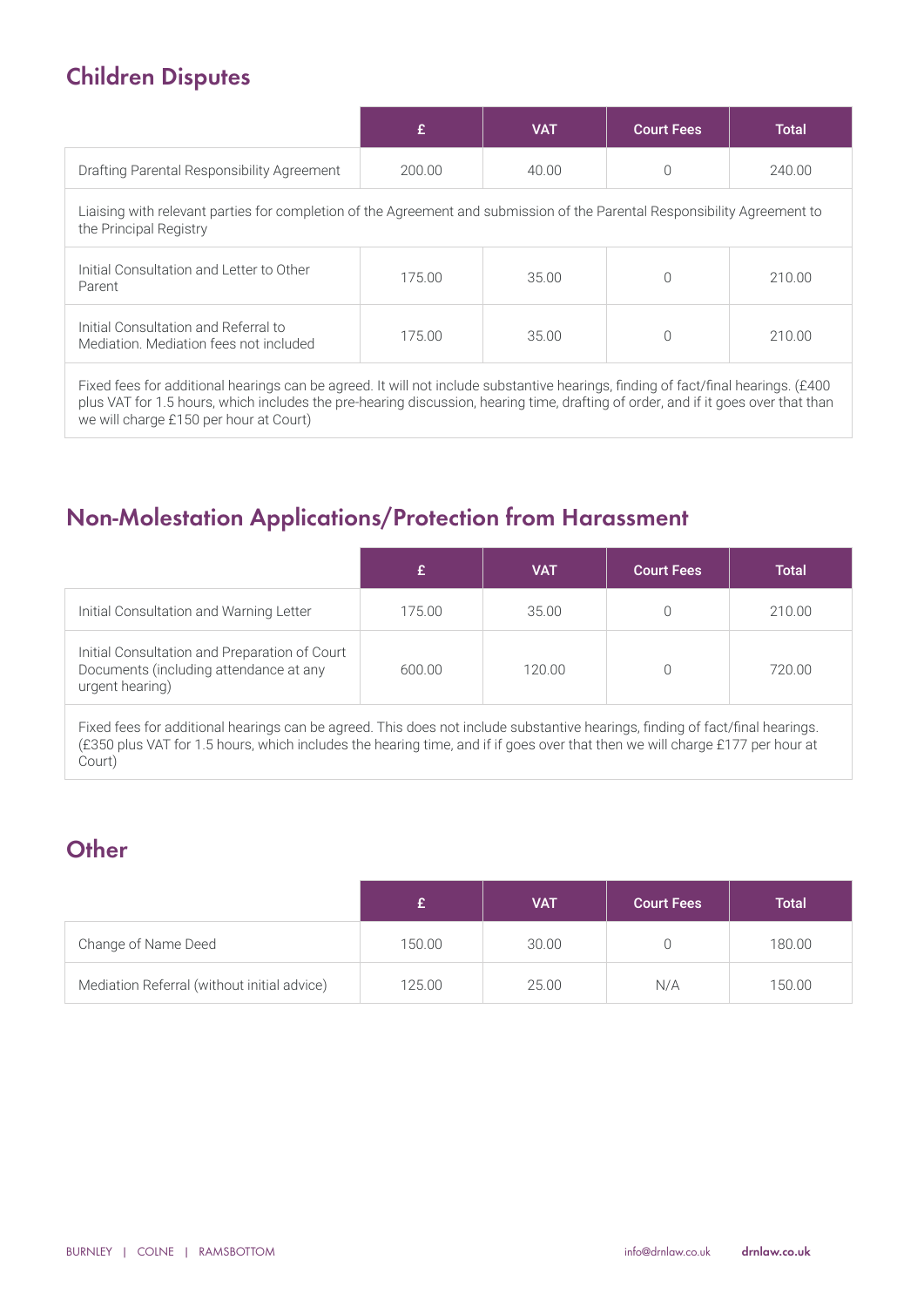## Children Disputes

| | £ | VAT | Court Fees | Total |
|---|---|---|---|---|
| Drafting Parental Responsibility Agreement | 200.00 | 40.00 | 0 | 240.00 |
| Liaising with relevant parties for completion of the Agreement and submission of the Parental Responsibility Agreement to the Principal Registry | | | | |
| Initial Consultation and Letter to Other Parent | 175.00 | 35.00 | 0 | 210.00 |
| Initial Consultation and Referral to Mediation. Mediation fees not included | 175.00 | 35.00 | 0 | 210.00 |
| Fixed fees for additional hearings can be agreed. It will not include substantive hearings, finding of fact/final hearings. (£400 plus VAT for 1.5 hours, which includes the pre-hearing discussion, hearing time, drafting of order, and if it goes over that than we will charge £150 per hour at Court) | | | | |

## Non-Molestation Applications/Protection from Harassment

| | £ | VAT | Court Fees | Total |
|---|---|---|---|---|
| Initial Consultation and Warning Letter | 175.00 | 35.00 | 0 | 210.00 |
| Initial Consultation and Preparation of Court Documents (including attendance at any urgent hearing) | 600.00 | 120.00 | 0 | 720.00 |
| Fixed fees for additional hearings can be agreed. This does not include substantive hearings, finding of fact/final hearings. (£350 plus VAT for 1.5 hours, which includes the hearing time, and if if goes over that then we will charge £177 per hour at Court) | | | | |

## Other

| | £ | VAT | Court Fees | Total |
|---|---|---|---|---|
| Change of Name Deed | 150.00 | 30.00 | 0 | 180.00 |
| Mediation Referral (without initial advice) | 125.00 | 25.00 | N/A | 150.00 |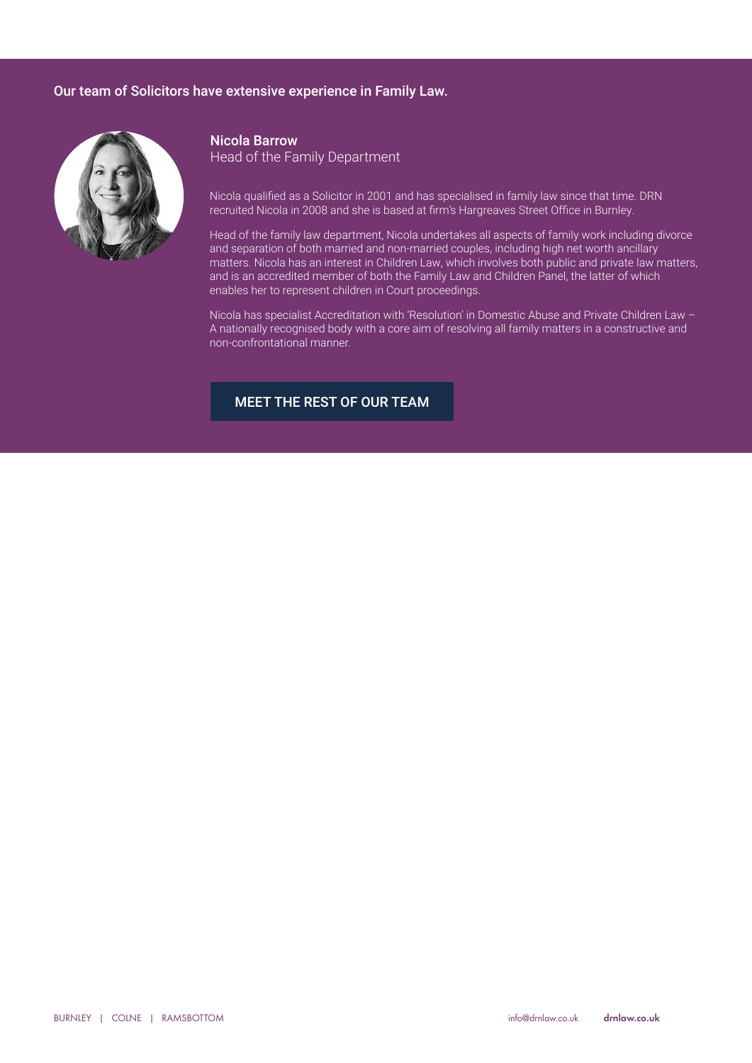Our team of Solicitors have extensive experience in Family Law.

**Nicola Barrow**
Head of the Family Department

Nicola qualified as a Solicitor in 2001 and has specialised in family law since that time. DRN recruited Nicola in 2008 and she is based at firm's Hargreaves Street Office in Burnley.

Head of the family law department, Nicola undertakes all aspects of family work including divorce and separation of both married and non-married couples, including high net worth ancillary matters. Nicola has an interest in Children Law, which involves both public and private law matters, and is an accredited member of both the Family Law and Children Panel, the latter of which enables her to represent children in Court proceedings.

Nicola has specialist Accreditation with 'Resolution' in Domestic Abuse and Private Children Law – A nationally recognised body with a core aim of resolving all family matters in a constructive and non-confrontational manner.

MEET THE REST OF OUR TEAM

BURNLEY | COLNE | RAMSBOTTOM

info@drnlaw.co.uk **drnlaw.co.uk**